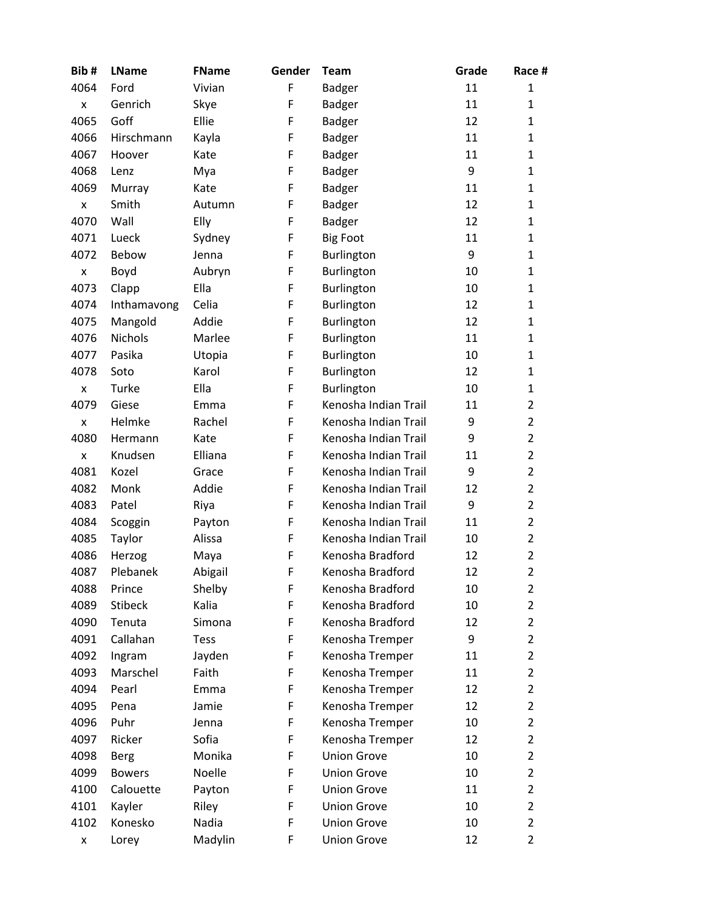| Bib # | LName | FName | Gender | Team | Grade | Race # |
|---|---|---|---|---|---|---|
| 4064 | Ford | Vivian | F | Badger | 11 | 1 |
| x | Genrich | Skye | F | Badger | 11 | 1 |
| 4065 | Goff | Ellie | F | Badger | 12 | 1 |
| 4066 | Hirschmann | Kayla | F | Badger | 11 | 1 |
| 4067 | Hoover | Kate | F | Badger | 11 | 1 |
| 4068 | Lenz | Mya | F | Badger | 9 | 1 |
| 4069 | Murray | Kate | F | Badger | 11 | 1 |
| x | Smith | Autumn | F | Badger | 12 | 1 |
| 4070 | Wall | Elly | F | Badger | 12 | 1 |
| 4071 | Lueck | Sydney | F | Big Foot | 11 | 1 |
| 4072 | Bebow | Jenna | F | Burlington | 9 | 1 |
| x | Boyd | Aubryn | F | Burlington | 10 | 1 |
| 4073 | Clapp | Ella | F | Burlington | 10 | 1 |
| 4074 | Inthamavong | Celia | F | Burlington | 12 | 1 |
| 4075 | Mangold | Addie | F | Burlington | 12 | 1 |
| 4076 | Nichols | Marlee | F | Burlington | 11 | 1 |
| 4077 | Pasika | Utopia | F | Burlington | 10 | 1 |
| 4078 | Soto | Karol | F | Burlington | 12 | 1 |
| x | Turke | Ella | F | Burlington | 10 | 1 |
| 4079 | Giese | Emma | F | Kenosha Indian Trail | 11 | 2 |
| x | Helmke | Rachel | F | Kenosha Indian Trail | 9 | 2 |
| 4080 | Hermann | Kate | F | Kenosha Indian Trail | 9 | 2 |
| x | Knudsen | Elliana | F | Kenosha Indian Trail | 11 | 2 |
| 4081 | Kozel | Grace | F | Kenosha Indian Trail | 9 | 2 |
| 4082 | Monk | Addie | F | Kenosha Indian Trail | 12 | 2 |
| 4083 | Patel | Riya | F | Kenosha Indian Trail | 9 | 2 |
| 4084 | Scoggin | Payton | F | Kenosha Indian Trail | 11 | 2 |
| 4085 | Taylor | Alissa | F | Kenosha Indian Trail | 10 | 2 |
| 4086 | Herzog | Maya | F | Kenosha Bradford | 12 | 2 |
| 4087 | Plebanek | Abigail | F | Kenosha Bradford | 12 | 2 |
| 4088 | Prince | Shelby | F | Kenosha Bradford | 10 | 2 |
| 4089 | Stibeck | Kalia | F | Kenosha Bradford | 10 | 2 |
| 4090 | Tenuta | Simona | F | Kenosha Bradford | 12 | 2 |
| 4091 | Callahan | Tess | F | Kenosha Tremper | 9 | 2 |
| 4092 | Ingram | Jayden | F | Kenosha Tremper | 11 | 2 |
| 4093 | Marschel | Faith | F | Kenosha Tremper | 11 | 2 |
| 4094 | Pearl | Emma | F | Kenosha Tremper | 12 | 2 |
| 4095 | Pena | Jamie | F | Kenosha Tremper | 12 | 2 |
| 4096 | Puhr | Jenna | F | Kenosha Tremper | 10 | 2 |
| 4097 | Ricker | Sofia | F | Kenosha Tremper | 12 | 2 |
| 4098 | Berg | Monika | F | Union Grove | 10 | 2 |
| 4099 | Bowers | Noelle | F | Union Grove | 10 | 2 |
| 4100 | Calouette | Payton | F | Union Grove | 11 | 2 |
| 4101 | Kayler | Riley | F | Union Grove | 10 | 2 |
| 4102 | Konesko | Nadia | F | Union Grove | 10 | 2 |
| x | Lorey | Madylin | F | Union Grove | 12 | 2 |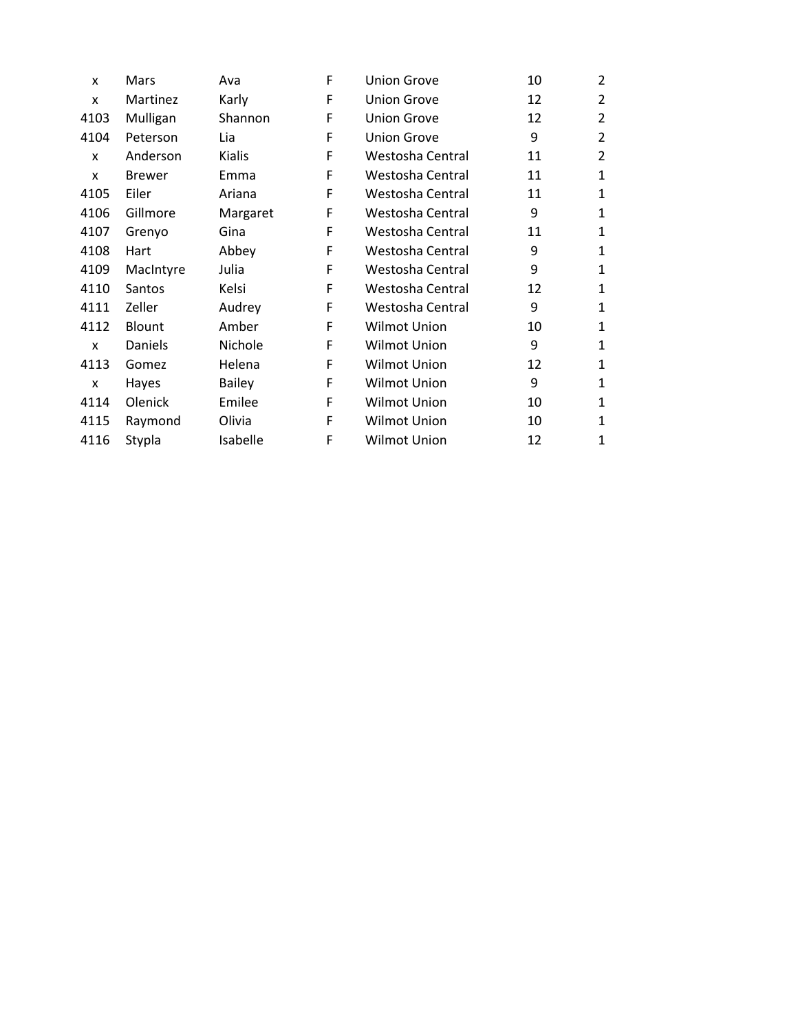| | | | | | | |
|---|---|---|---|---|---|---|
| x | Mars | Ava | F | Union Grove | 10 | 2 |
| x | Martinez | Karly | F | Union Grove | 12 | 2 |
| 4103 | Mulligan | Shannon | F | Union Grove | 12 | 2 |
| 4104 | Peterson | Lia | F | Union Grove | 9 | 2 |
| x | Anderson | Kialis | F | Westosha Central | 11 | 2 |
| x | Brewer | Emma | F | Westosha Central | 11 | 1 |
| 4105 | Eiler | Ariana | F | Westosha Central | 11 | 1 |
| 4106 | Gillmore | Margaret | F | Westosha Central | 9 | 1 |
| 4107 | Grenyo | Gina | F | Westosha Central | 11 | 1 |
| 4108 | Hart | Abbey | F | Westosha Central | 9 | 1 |
| 4109 | MacIntyre | Julia | F | Westosha Central | 9 | 1 |
| 4110 | Santos | Kelsi | F | Westosha Central | 12 | 1 |
| 4111 | Zeller | Audrey | F | Westosha Central | 9 | 1 |
| 4112 | Blount | Amber | F | Wilmot Union | 10 | 1 |
| x | Daniels | Nichole | F | Wilmot Union | 9 | 1 |
| 4113 | Gomez | Helena | F | Wilmot Union | 12 | 1 |
| x | Hayes | Bailey | F | Wilmot Union | 9 | 1 |
| 4114 | Olenick | Emilee | F | Wilmot Union | 10 | 1 |
| 4115 | Raymond | Olivia | F | Wilmot Union | 10 | 1 |
| 4116 | Stypla | Isabelle | F | Wilmot Union | 12 | 1 |